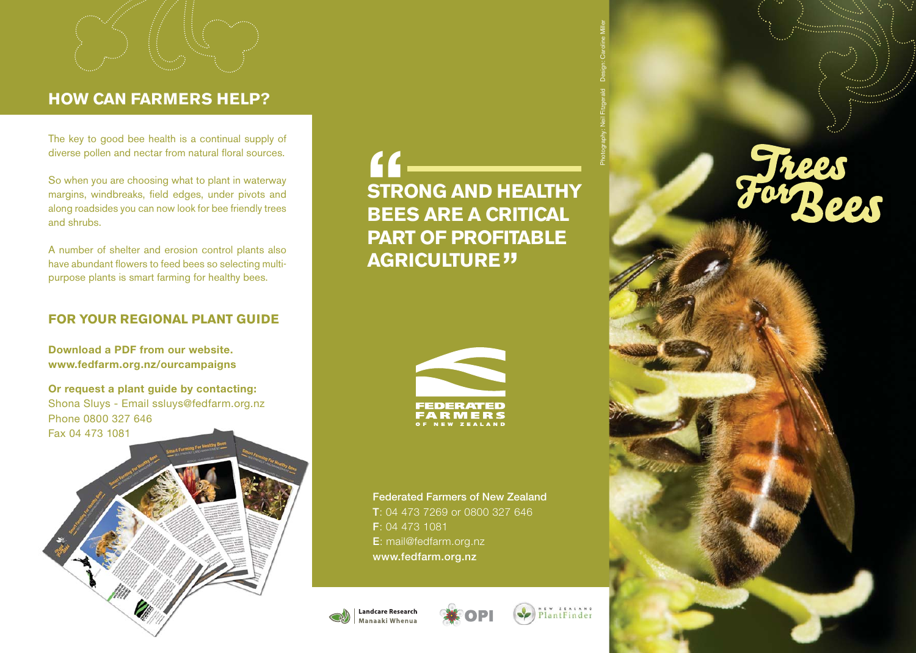## HOW CAN FARMERS HELP?

The key to good bee health is a continual supply of diverse pollen and nectar from natural floral sources.

So when you are choosing what to plant in waterway margins, windbreaks, field edges, under pivots and along roadsides you can now look for bee friendly trees and shrubs.

A number of shelter and erosion control plants also have abundant flowers to feed bees so selecting multi-purpose plants is smart farming for healthy bees.

### FOR YOUR REGIONAL PLANT GUIDE

**Download a PDF from our website.**
**www.fedfarm.org.nz/ourcampaigns**

**Or request a plant guide by contacting:**
Shona Sluys - Email ssluys@fedfarm.org.nz
Phone 0800 327 646
Fax 04 473 1081

**"STRONG AND HEALTHY BEES ARE A CRITICAL PART OF PROFITABLE AGRICULTURE"**

FEDERATED FARMERS OF NEW ZEALAND

Federated Farmers of New Zealand
**T**: 04 473 7269 or 0800 327 646
**F**: 04 473 1081
**E**: mail@fedfarm.org.nz
www.fedfarm.org.nz

Landcare Research Manaaki Whenua

OPI

New Zealand PlantFinder

Photography: Neil Fitzgerald Design: Caroline Miller

# Trees For Bees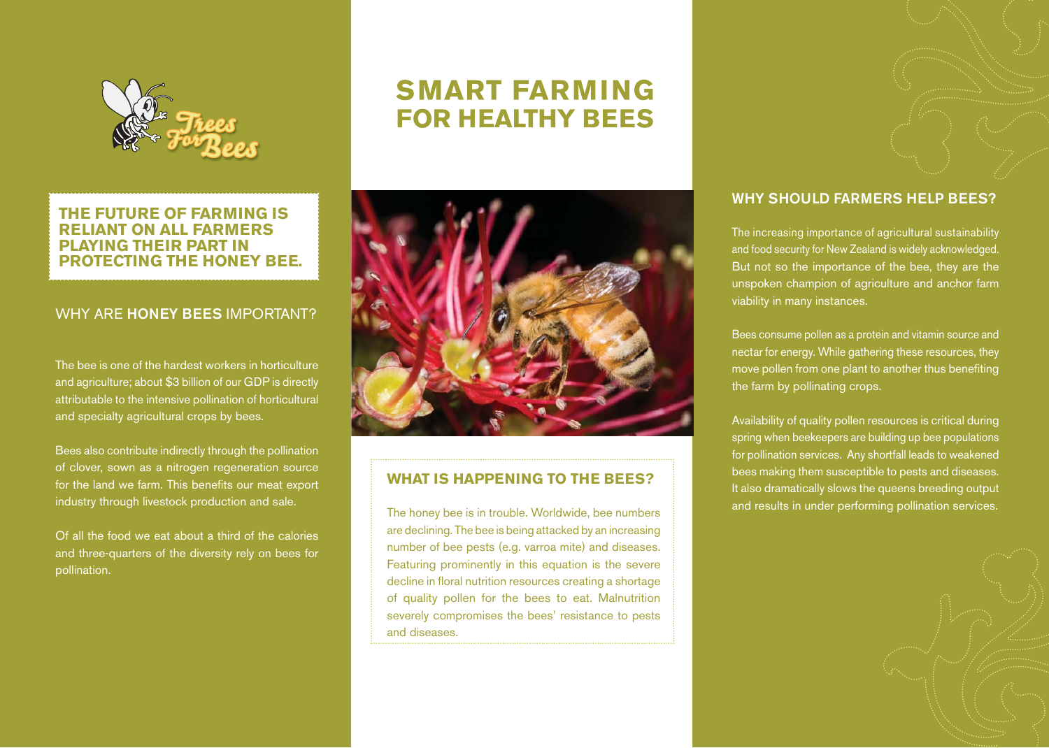Trees For Bees

**THE FUTURE OF FARMING IS RELIANT ON ALL FARMERS PLAYING THEIR PART IN PROTECTING THE HONEY BEE.**

## WHY ARE **HONEY BEES** IMPORTANT?

The bee is one of the hardest workers in horticulture and agriculture; about $3 billion of our GDP is directly attributable to the intensive pollination of horticultural and specialty agricultural crops by bees.

Bees also contribute indirectly through the pollination of clover, sown as a nitrogen regeneration source for the land we farm. This benefits our meat export industry through livestock production and sale.

Of all the food we eat about a third of the calories and three-quarters of the diversity rely on bees for pollination.

# SMART FARMING FOR HEALTHY BEES

## WHAT IS HAPPENING TO THE BEES?

The honey bee is in trouble. Worldwide, bee numbers are declining. The bee is being attacked by an increasing number of bee pests (e.g. varroa mite) and diseases. Featuring prominently in this equation is the severe decline in floral nutrition resources creating a shortage of quality pollen for the bees to eat. Malnutrition severely compromises the bees' resistance to pests and diseases.

## WHY SHOULD FARMERS HELP BEES?

The increasing importance of agricultural sustainability and food security for New Zealand is widely acknowledged. But not so the importance of the bee, they are the unspoken champion of agriculture and anchor farm viability in many instances.

Bees consume pollen as a protein and vitamin source and nectar for energy. While gathering these resources, they move pollen from one plant to another thus benefiting the farm by pollinating crops.

Availability of quality pollen resources is critical during spring when beekeepers are building up bee populations for pollination services. Any shortfall leads to weakened bees making them susceptible to pests and diseases. It also dramatically slows the queens breeding output and results in under performing pollination services.